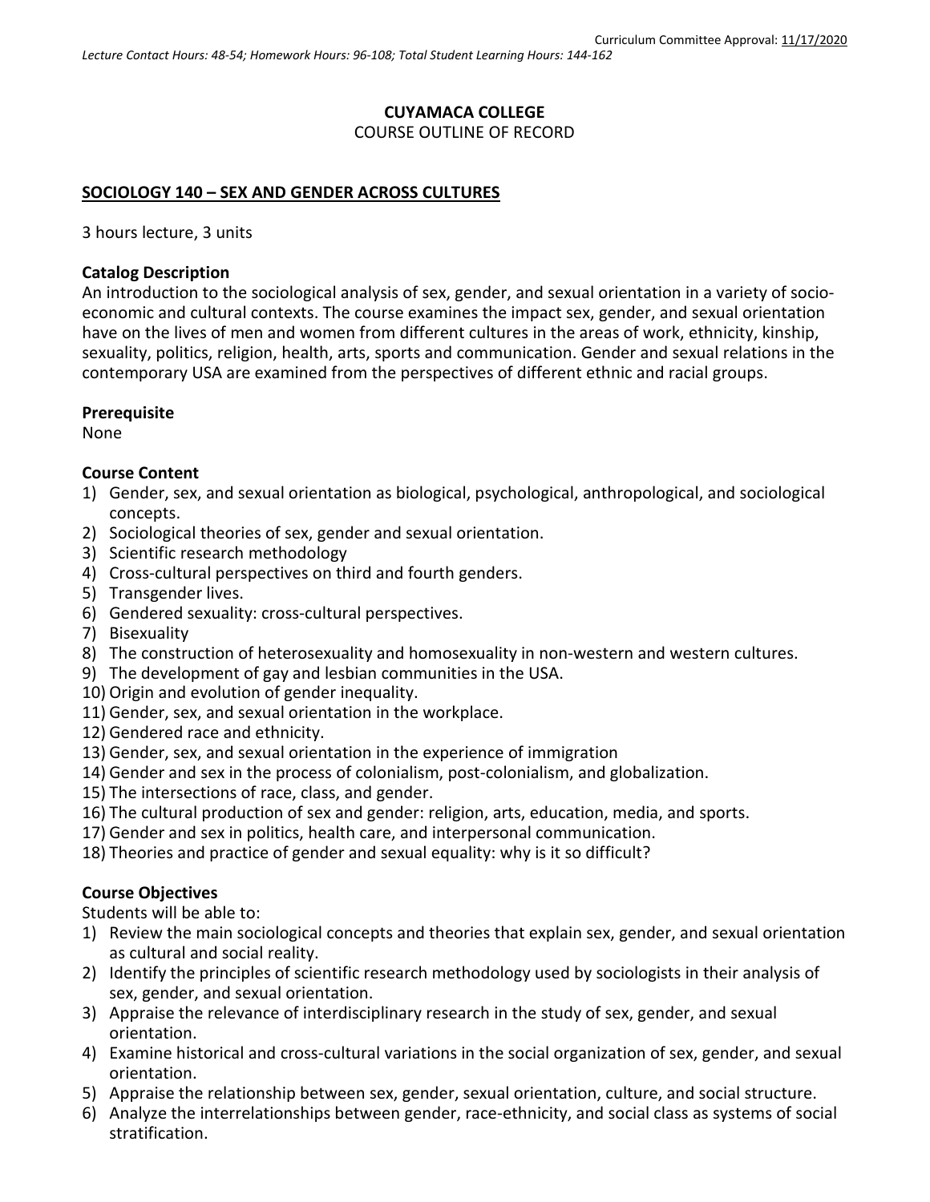Curriculum Committee Approval: 11/17/2020

*Lecture Contact Hours: 48-54; Homework Hours: 96-108; Total Student Learning Hours: 144-162*

**CUYAMACA COLLEGE**
COURSE OUTLINE OF RECORD

**SOCIOLOGY 140 – SEX AND GENDER ACROSS CULTURES**

3 hours lecture, 3 units

**Catalog Description**
An introduction to the sociological analysis of sex, gender, and sexual orientation in a variety of socio-economic and cultural contexts. The course examines the impact sex, gender, and sexual orientation have on the lives of men and women from different cultures in the areas of work, ethnicity, kinship, sexuality, politics, religion, health, arts, sports and communication. Gender and sexual relations in the contemporary USA are examined from the perspectives of different ethnic and racial groups.

**Prerequisite**
None

**Course Content**
1) Gender, sex, and sexual orientation as biological, psychological, anthropological, and sociological concepts.
2) Sociological theories of sex, gender and sexual orientation.
3) Scientific research methodology
4) Cross-cultural perspectives on third and fourth genders.
5) Transgender lives.
6) Gendered sexuality: cross-cultural perspectives.
7) Bisexuality
8) The construction of heterosexuality and homosexuality in non-western and western cultures.
9) The development of gay and lesbian communities in the USA.
10) Origin and evolution of gender inequality.
11) Gender, sex, and sexual orientation in the workplace.
12) Gendered race and ethnicity.
13) Gender, sex, and sexual orientation in the experience of immigration
14) Gender and sex in the process of colonialism, post-colonialism, and globalization.
15) The intersections of race, class, and gender.
16) The cultural production of sex and gender: religion, arts, education, media, and sports.
17) Gender and sex in politics, health care, and interpersonal communication.
18) Theories and practice of gender and sexual equality: why is it so difficult?

**Course Objectives**
Students will be able to:
1) Review the main sociological concepts and theories that explain sex, gender, and sexual orientation as cultural and social reality.
2) Identify the principles of scientific research methodology used by sociologists in their analysis of sex, gender, and sexual orientation.
3) Appraise the relevance of interdisciplinary research in the study of sex, gender, and sexual orientation.
4) Examine historical and cross-cultural variations in the social organization of sex, gender, and sexual orientation.
5) Appraise the relationship between sex, gender, sexual orientation, culture, and social structure.
6) Analyze the interrelationships between gender, race-ethnicity, and social class as systems of social stratification.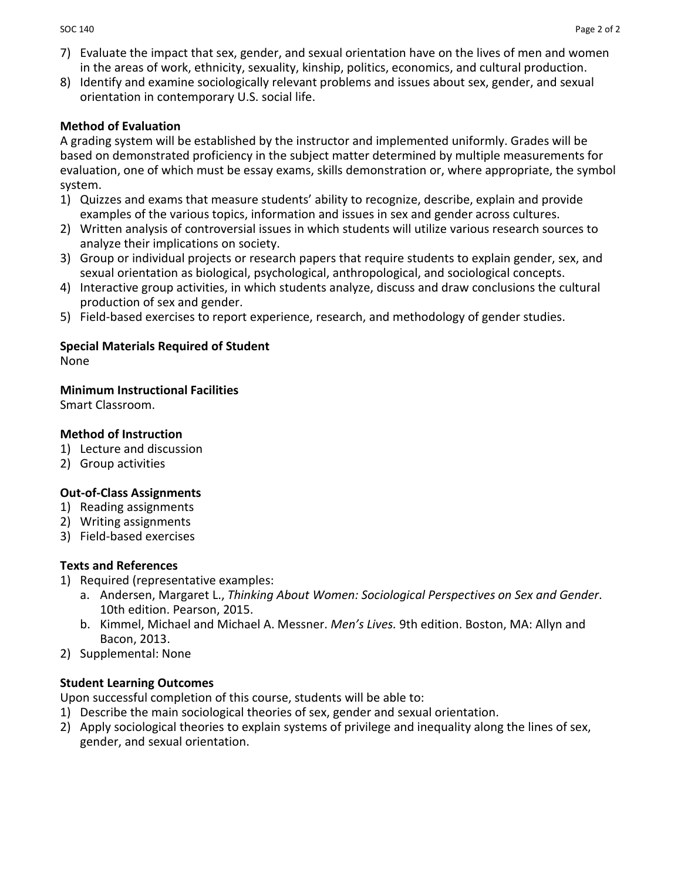7) Evaluate the impact that sex, gender, and sexual orientation have on the lives of men and women in the areas of work, ethnicity, sexuality, kinship, politics, economics, and cultural production.
8) Identify and examine sociologically relevant problems and issues about sex, gender, and sexual orientation in contemporary U.S. social life.

**Method of Evaluation**

A grading system will be established by the instructor and implemented uniformly. Grades will be based on demonstrated proficiency in the subject matter determined by multiple measurements for evaluation, one of which must be essay exams, skills demonstration or, where appropriate, the symbol system.

1) Quizzes and exams that measure students' ability to recognize, describe, explain and provide examples of the various topics, information and issues in sex and gender across cultures.
2) Written analysis of controversial issues in which students will utilize various research sources to analyze their implications on society.
3) Group or individual projects or research papers that require students to explain gender, sex, and sexual orientation as biological, psychological, anthropological, and sociological concepts.
4) Interactive group activities, in which students analyze, discuss and draw conclusions the cultural production of sex and gender.
5) Field-based exercises to report experience, research, and methodology of gender studies.

**Special Materials Required of Student**

None

**Minimum Instructional Facilities**

Smart Classroom.

**Method of Instruction**

1) Lecture and discussion
2) Group activities

**Out-of-Class Assignments**

1) Reading assignments
2) Writing assignments
3) Field-based exercises

**Texts and References**

1) Required (representative examples:
   a. Andersen, Margaret L., *Thinking About Women: Sociological Perspectives on Sex and Gender*. 10th edition. Pearson, 2015.
   b. Kimmel, Michael and Michael A. Messner. *Men's Lives.* 9th edition. Boston, MA: Allyn and Bacon, 2013.
2) Supplemental: None

**Student Learning Outcomes**

Upon successful completion of this course, students will be able to:

1) Describe the main sociological theories of sex, gender and sexual orientation.
2) Apply sociological theories to explain systems of privilege and inequality along the lines of sex, gender, and sexual orientation.